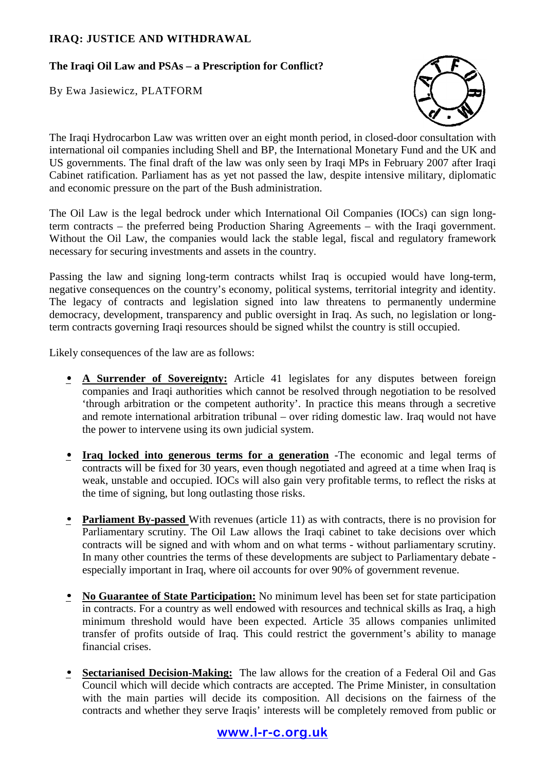# IRAQ: JUSTICE AND WITHDRAWAL

## The Iraqi Oil Law and PSAs – a Prescription for Conflict?

By Ewa Jasiewicz, PLATFORM

The Iraqi Hydrocarbon Law was written over an eight month period, in closed-door consultation with international oil companies including Shell and BP, the International Monetary Fund and the UK and US governments. The final draft of the law was only seen by Iraqi MPs in February 2007 after Iraqi Cabinet ratification. Parliament has as yet not passed the law, despite intensive military, diplomatic and economic pressure on the part of the Bush administration.

The Oil Law is the legal bedrock under which International Oil Companies (IOCs) can sign long-term contracts – the preferred being Production Sharing Agreements – with the Iraqi government. Without the Oil Law, the companies would lack the stable legal, fiscal and regulatory framework necessary for securing investments and assets in the country.

Passing the law and signing long-term contracts whilst Iraq is occupied would have long-term, negative consequences on the country's economy, political systems, territorial integrity and identity. The legacy of contracts and legislation signed into law threatens to permanently undermine democracy, development, transparency and public oversight in Iraq. As such, no legislation or long-term contracts governing Iraqi resources should be signed whilst the country is still occupied.

Likely consequences of the law are as follows:

- **A Surrender of Sovereignty:** Article 41 legislates for any disputes between foreign companies and Iraqi authorities which cannot be resolved through negotiation to be resolved 'through arbitration or the competent authority'. In practice this means through a secretive and remote international arbitration tribunal – over riding domestic law. Iraq would not have the power to intervene using its own judicial system.

- **Iraq locked into generous terms for a generation** -The economic and legal terms of contracts will be fixed for 30 years, even though negotiated and agreed at a time when Iraq is weak, unstable and occupied. IOCs will also gain very profitable terms, to reflect the risks at the time of signing, but long outlasting those risks.

- **Parliament By-passed** With revenues (article 11) as with contracts, there is no provision for Parliamentary scrutiny. The Oil Law allows the Iraqi cabinet to take decisions over which contracts will be signed and with whom and on what terms - without parliamentary scrutiny. In many other countries the terms of these developments are subject to Parliamentary debate - especially important in Iraq, where oil accounts for over 90% of government revenue.

- **No Guarantee of State Participation:** No minimum level has been set for state participation in contracts. For a country as well endowed with resources and technical skills as Iraq, a high minimum threshold would have been expected. Article 35 allows companies unlimited transfer of profits outside of Iraq. This could restrict the government's ability to manage financial crises.

- **Sectarianised Decision-Making:** The law allows for the creation of a Federal Oil and Gas Council which will decide which contracts are accepted. The Prime Minister, in consultation with the main parties will decide its composition. All decisions on the fairness of the contracts and whether they serve Iraqis' interests will be completely removed from public or

www.l-r-c.org.uk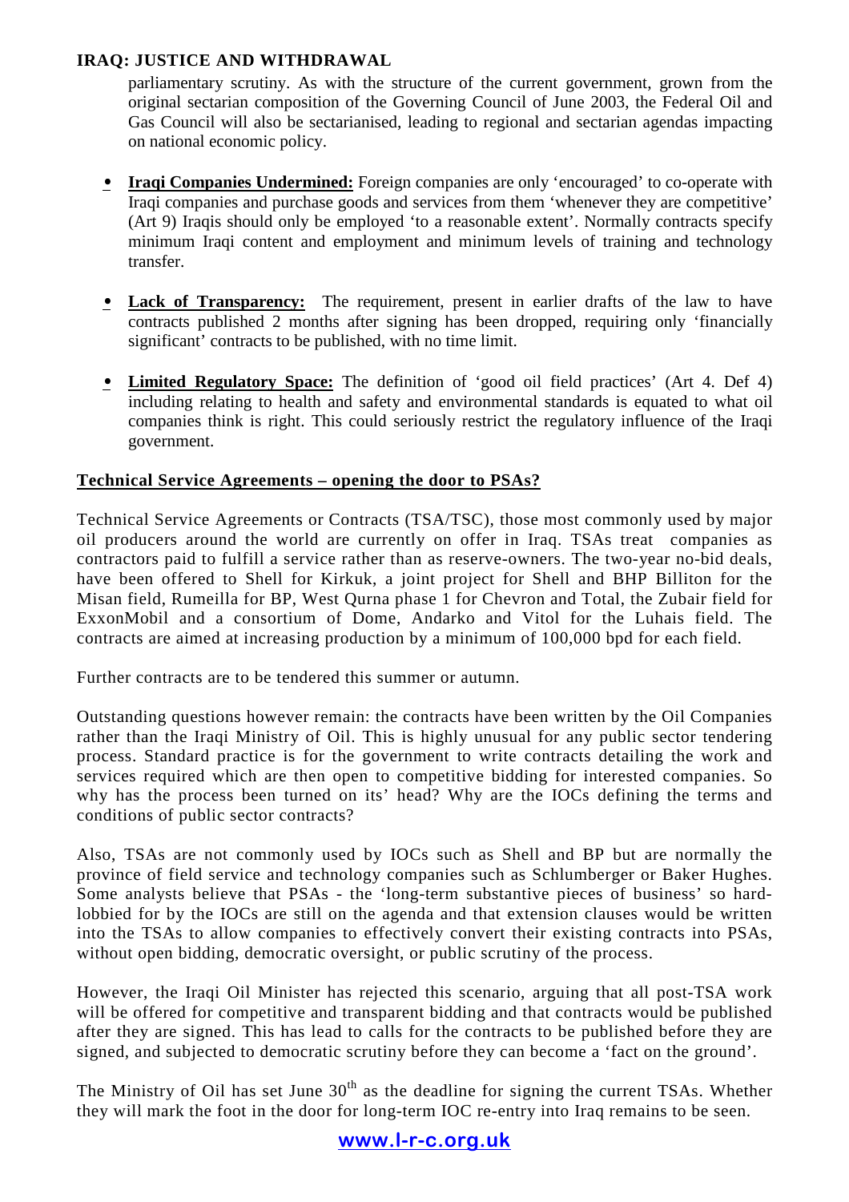parliamentary scrutiny. As with the structure of the current government, grown from the original sectarian composition of the Governing Council of June 2003, the Federal Oil and Gas Council will also be sectarianised, leading to regional and sectarian agendas impacting on national economic policy.

- **Iraqi Companies Undermined:** Foreign companies are only 'encouraged' to co-operate with Iraqi companies and purchase goods and services from them 'whenever they are competitive' (Art 9) Iraqis should only be employed 'to a reasonable extent'. Normally contracts specify minimum Iraqi content and employment and minimum levels of training and technology transfer.

- **Lack of Transparency:** The requirement, present in earlier drafts of the law to have contracts published 2 months after signing has been dropped, requiring only 'financially significant' contracts to be published, with no time limit.

- **Limited Regulatory Space:** The definition of 'good oil field practices' (Art 4. Def 4) including relating to health and safety and environmental standards is equated to what oil companies think is right. This could seriously restrict the regulatory influence of the Iraqi government.

## Technical Service Agreements – opening the door to PSAs?

Technical Service Agreements or Contracts (TSA/TSC), those most commonly used by major oil producers around the world are currently on offer in Iraq. TSAs treat companies as contractors paid to fulfill a service rather than as reserve-owners. The two-year no-bid deals, have been offered to Shell for Kirkuk, a joint project for Shell and BHP Billiton for the Misan field, Rumeilla for BP, West Qurna phase 1 for Chevron and Total, the Zubair field for ExxonMobil and a consortium of Dome, Andarko and Vitol for the Luhais field. The contracts are aimed at increasing production by a minimum of 100,000 bpd for each field.

Further contracts are to be tendered this summer or autumn.

Outstanding questions however remain: the contracts have been written by the Oil Companies rather than the Iraqi Ministry of Oil. This is highly unusual for any public sector tendering process. Standard practice is for the government to write contracts detailing the work and services required which are then open to competitive bidding for interested companies. So why has the process been turned on its' head? Why are the IOCs defining the terms and conditions of public sector contracts?

Also, TSAs are not commonly used by IOCs such as Shell and BP but are normally the province of field service and technology companies such as Schlumberger or Baker Hughes. Some analysts believe that PSAs - the 'long-term substantive pieces of business' so hard-lobbied for by the IOCs are still on the agenda and that extension clauses would be written into the TSAs to allow companies to effectively convert their existing contracts into PSAs, without open bidding, democratic oversight, or public scrutiny of the process.

However, the Iraqi Oil Minister has rejected this scenario, arguing that all post-TSA work will be offered for competitive and transparent bidding and that contracts would be published after they are signed. This has lead to calls for the contracts to be published before they are signed, and subjected to democratic scrutiny before they can become a 'fact on the ground'.

The Ministry of Oil has set June 30th as the deadline for signing the current TSAs. Whether they will mark the foot in the door for long-term IOC re-entry into Iraq remains to be seen.